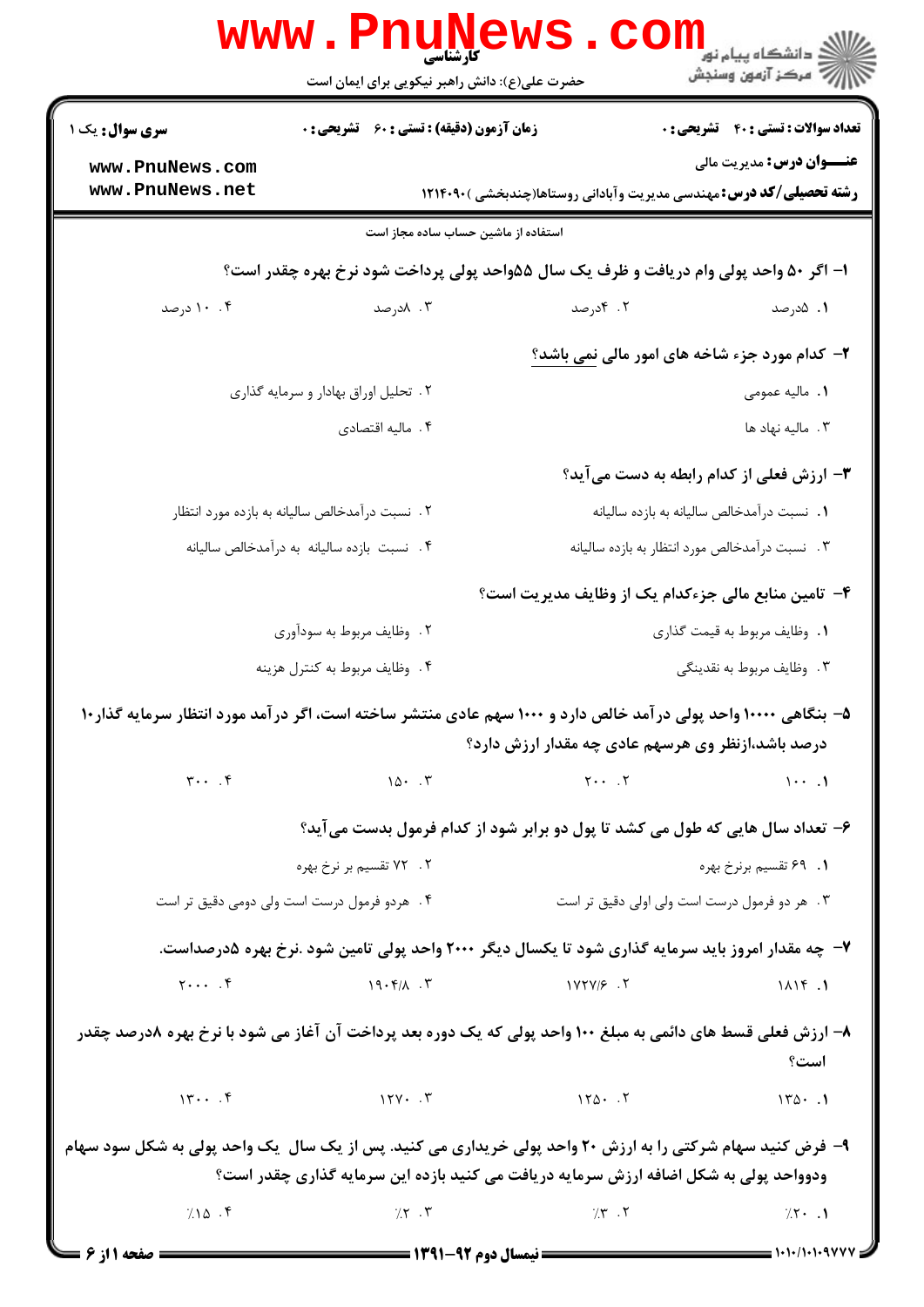کارشناسی

حضرت علی(ع): دانش راهبر نیکویی برای ایمان است

دانشگاه پیام نور
مرکز آزمون وسنجش

**سری سوال:** یک ۱ | **زمان آزمون (دقیقه) : تستی : ۶۰ تشریحی : ۰** | **تعداد سوالات : تستی : ۴۰ تشریحی : ۰**

**عنـــوان درس:** مدیریت مالی

**رشته تحصیلی/کد درس:** مهندسی مدیریت وآبادانی روستاها(چندبخشی )۱۲۱۴۰۹۰

استفاده از ماشین حساب ساده مجاز است

**۱- اگر ۵۰ واحد پولی وام دریافت و ظرف یک سال ۵۵واحد پولی پرداخت شود نرخ بهره چقدر است؟**

۱. ۵درصد
۲. ۴درصد
۳. ۸درصد
۴. ۱۰ درصد

**۲- کدام مورد جزء شاخه های امور مالی نمی باشد؟**

۱. مالیه عمومی
۲. تحلیل اوراق بهادار و سرمایه گذاری
۳. مالیه نهاد ها
۴. مالیه اقتصادی

**۳- ارزش فعلی از کدام رابطه به دست می‌آید؟**

۱. نسبت درآمدخالص سالیانه به بازده سالیانه
۲. نسبت درآمدخالص سالیانه به بازده مورد انتظار
۳. نسبت درآمدخالص مورد انتظار به بازده سالیانه
۴. نسبت بازده سالیانه به درآمدخالص سالیانه

**۴- تامین منابع مالی جزءکدام یک از وظایف مدیریت است؟**

۱. وظایف مربوط به قیمت گذاری
۲. وظایف مربوط به سودآوری
۳. وظایف مربوط به نقدینگی
۴. وظایف مربوط به کنترل هزینه

**۵- بنگاهی ۱۰۰۰۰ واحد پولی درآمد خالص دارد و ۱۰۰۰ سهم عادی منتشر ساخته است، اگر درآمد مورد انتظار سرمایه گذار۱۰ درصد باشد،ازنظر وی هرسهم عادی چه مقدار ارزش دارد؟**

۱. ۱۰۰
۲. ۲۰۰
۳. ۱۵۰
۴. ۳۰۰

**۶- تعداد سال هایی که طول می کشد تا پول دو برابر شود از کدام فرمول بدست می‌آید؟**

۱. ۶۹ تقسیم برنرخ بهره
۲. ۷۲ تقسیم بر نرخ بهره
۳. هر دو فرمول درست است ولی اولی دقیق تر است
۴. هردو فرمول درست است ولی دومی دقیق تر است

**۷- چه مقدار امروز باید سرمایه گذاری شود تا یکسال دیگر ۲۰۰۰ واحد پولی تامین شود .نرخ بهره ۵درصداست.**

۱. ۱۸۱۴
۲. ۱۷۲۷/۶
۳. ۱۹۰۴/۸
۴. ۲۰۰۰

**۸- ارزش فعلی قسط های دائمی به مبلغ ۱۰۰ واحد پولی که یک دوره بعد پرداخت آن آغاز می شود با نرخ بهره ۸درصد چقدر است؟**

۱. ۱۳۵۰
۲. ۱۲۵۰
۳. ۱۲۷۰
۴. ۱۳۰۰

**۹- فرض کنید سهام شرکتی را به ارزش ۲۰ واحد پولی خریداری می کنید. پس از یک سال یک واحد پولی به شکل سود سهام ودوواحد پولی به شکل اضافه ارزش سرمایه دریافت می کنید بازده این سرمایه گذاری چقدر است؟**

۱. ٪۲۰
۲. ٪۳
۳. ٪۲
۴. ٪۱۵

نیمسال دوم ۹۲-۱۳۹۱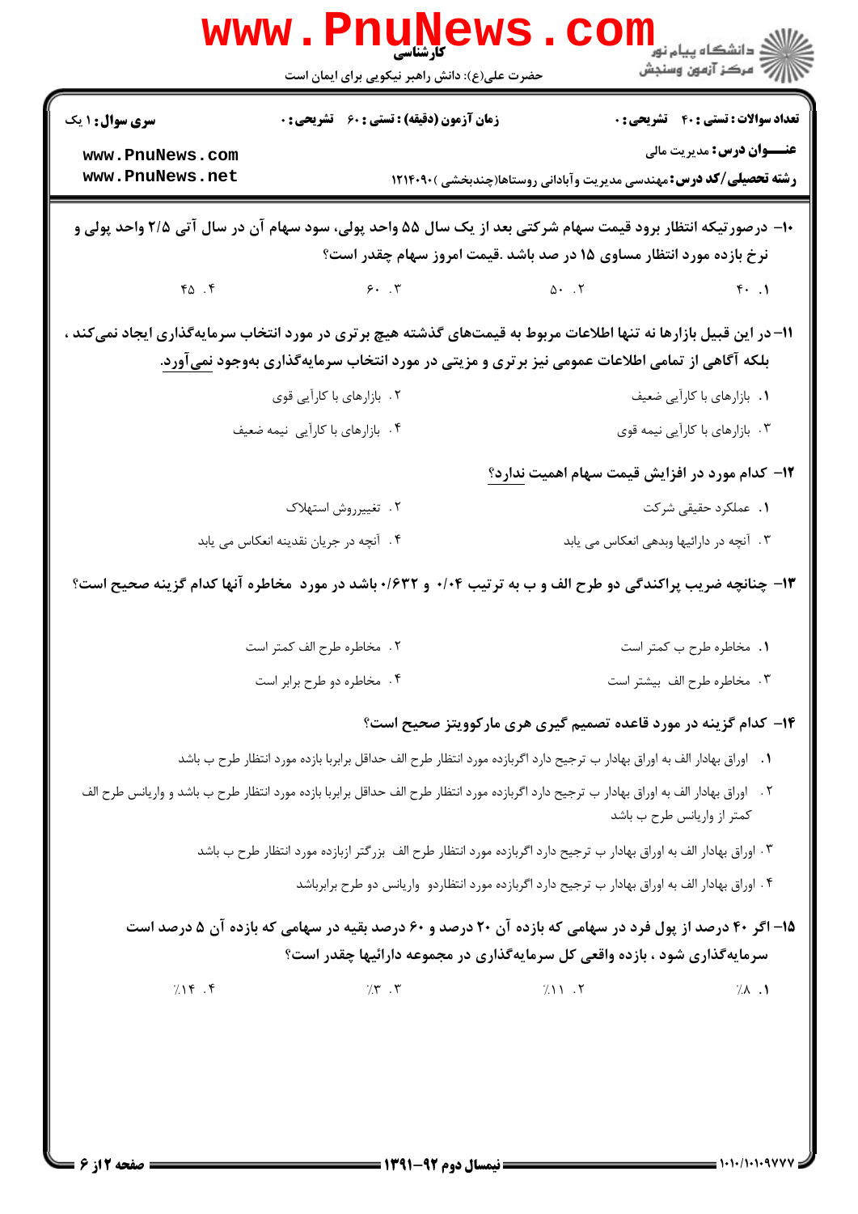۱۰– درصورتیکه انتظار برود قیمت سهام شرکتی بعد از یک سال ۵۵ واحد پولی، سود سهام آن در سال آتی ۲/۵ واحد پولی و نرخ بازده مورد انتظار مساوی ۱۵ در صد باشد .قیمت امروز سهام چقدر است؟

۱. ۴۰
۲. ۵۰
۳. ۶۰
۴. ۴۵

۱۱– در این قبیل بازارها نه تنها اطلاعات مربوط به قیمت‌های گذشته هیچ برتری در مورد انتخاب سرمایه‌گذاری ایجاد نمی‌کند ، بلکه آگاهی از تمامی اطلاعات عمومی نیز برتری و مزیتی در مورد انتخاب سرمایه‌گذاری به‌وجود نمی‌آورد.

۱. بازارهای با کارآیی ضعیف
۲. بازارهای با کارآیی قوی
۳. بازارهای با کارآیی نیمه قوی
۴. بازارهای با کارآیی نیمه ضعیف

۱۲– کدام مورد در افزایش قیمت سهام اهمیت ندارد؟

۱. عملکرد حقیقی شرکت
۲. تغییرروش استهلاک
۳. آنچه در دارائیها وبدهی انعکاس می یابد
۴. آنچه در جریان نقدینه انعکاس می یابد

۱۳– چنانچه ضریب پراکندگی دو طرح الف و ب به ترتیب ۰/۰۴ و ۰/۶۳۲ باشد در مورد مخاطره آنها کدام گزینه صحیح است؟

۱. مخاطره طرح ب کمتر است
۲. مخاطره طرح الف کمتر است
۳. مخاطره طرح الف بیشتر است
۴. مخاطره دو طرح برابر است

۱۴– کدام گزینه در مورد قاعده تصمیم گیری هری مارکوویتز صحیح است؟

۱. اوراق بهادار الف به اوراق بهادار ب ترجیح دارد اگربازده مورد انتظار طرح الف حداقل برابربا بازده مورد انتظار طرح ب باشد
۲. اوراق بهادار الف به اوراق بهادار ب ترجیح دارد اگربازده مورد انتظار طرح الف حداقل برابربا بازده مورد انتظار طرح ب باشد و واریانس طرح الف کمتر از واریانس طرح ب باشد
۳. اوراق بهادار الف به اوراق بهادار ب ترجیح دارد اگربازده مورد انتظار طرح الف بزرگتر ازبازده مورد انتظار طرح ب باشد
۴. اوراق بهادار الف به اوراق بهادار ب ترجیح دارد اگربازده مورد انتظاردو واریانس دو طرح برابرباشد

۱۵– اگر ۴۰ درصد از پول فرد در سهامی که بازده آن ۲۰ درصد و ۶۰ درصد بقیه در سهامی که بازده آن ۵ درصد است سرمایه‌گذاری شود ، بازده واقعی کل سرمایه‌گذاری در مجموعه دارائیها چقدر است؟

۱. ٪۸
۲. ٪۱۱
۳. ٪۳
۴. ٪۱۴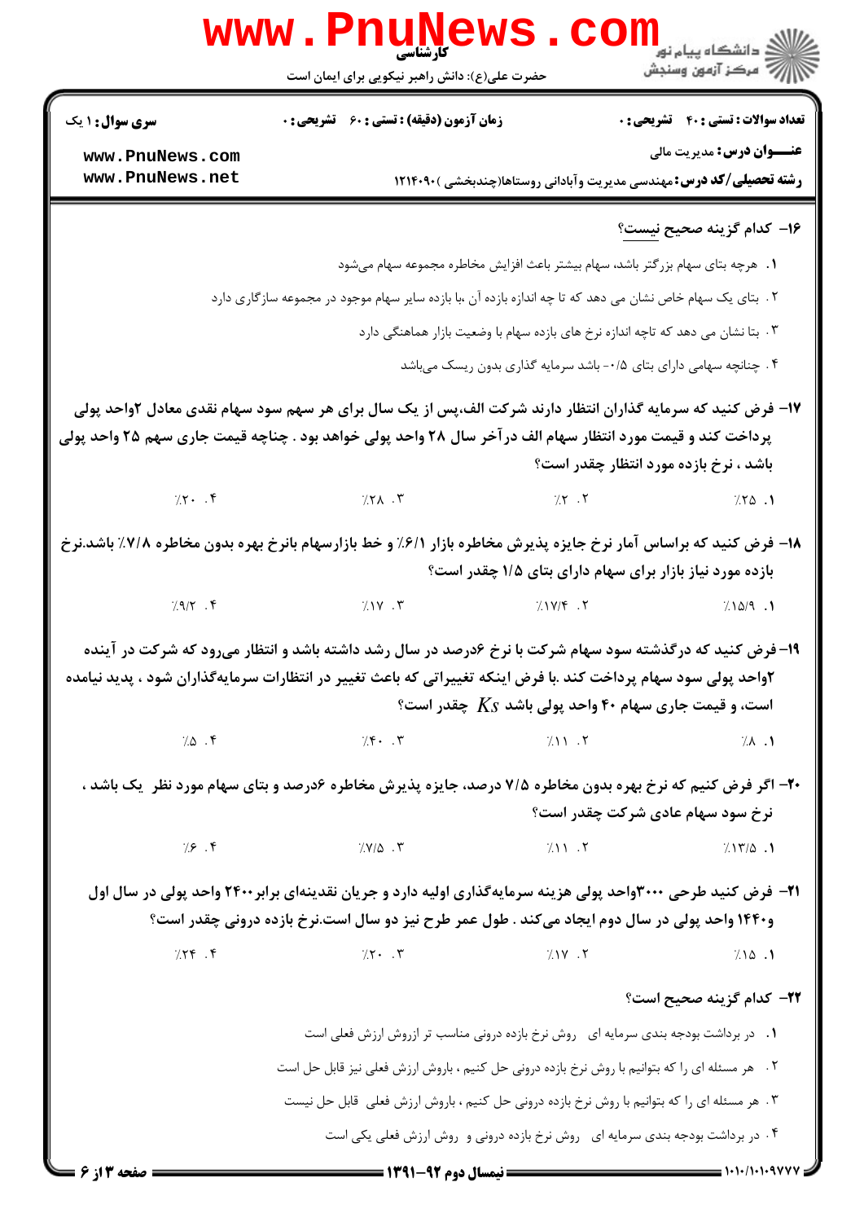**تعداد سوالات : تستی : ۴۰ تشریحی : ۰** | **زمان آزمون (دقیقه) : تستی : ۶۰ تشریحی : ۰** | **سری سوال : ۱ یک**

**عنـــوان درس:** مدیریت مالی

**رشته تحصیلی/کد درس:** مهندسی مدیریت وآبادانی روستاها(چندبخشی ) ۱۲۱۴۰۹۰

**۱۶- کدام گزینه صحیح نیست؟**

۱. هرچه بتای سهام بزرگتر باشد، سهام بیشتر باعث افزایش مخاطره مجموعه سهام می‌شود

۲. بتای یک سهام خاص نشان می دهد که تا چه اندازه بازده آن ،با بازده سایر سهام موجود در مجموعه سازگاری دارد

۳. بتا نشان می دهد که تاچه اندازه نرخ های بازده سهام با وضعیت بازار هماهنگی دارد

۴. چنانچه سهامی دارای بتای ۰/۵- باشد سرمایه گذاری بدون ریسک می‌باشد

**۱۷- فرض کنید که سرمایه گذاران انتظار دارند شرکت الف،پس از یک سال برای هر سهم سود سهام نقدی معادل ۲واحد پولی پرداخت کند و قیمت مورد انتظار سهام الف درآخر سال ۲۸ واحد پولی خواهد بود . چناچه قیمت جاری سهم ۲۵ واحد پولی باشد ، نرخ بازده مورد انتظار چقدر است؟**

۱. ٪۲۵ ۲. ٪۲ ۳. ٪۲۸ ۴. ٪۲۰

**۱۸- فرض کنید که براساس آمار نرخ جایزه پذیرش مخاطره بازار ۶/۱٪ و خط بازارسهام بانرخ بهره بدون مخاطره ۷/۸٪ باشد.نرخ بازده مورد نیاز بازار برای سهام دارای بتای ۱/۵ چقدر است؟**

۱. ٪۱۵/۹ ۲. ٪۱۷/۴ ۳. ٪۱۷ ۴. ٪۹/۲

**۱۹- فرض کنید که درگذشته سود سهام شرکت با نرخ ۶درصد در سال رشد داشته باشد و انتظار می‌رود که شرکت در آینده ۲واحد پولی سود سهام پرداخت کند .با فرض اینکه تغییراتی که باعث تغییر در انتظارات سرمایه‌گذاران شود ، پدید نیامده است، و قیمت جاری سهام ۴۰ واحد پولی باشد $Ks$ چقدر است؟**

۱. ٪۸ ۲. ٪۱۱ ۳. ٪۴۰ ۴. ٪۵

**۲۰- اگر فرض کنیم که نرخ بهره بدون مخاطره ۷/۵ درصد، جایزه پذیرش مخاطره ۶درصد و بتای سهام مورد نظر یک باشد ، نرخ سود سهام عادی شرکت چقدر است؟**

۱. ٪۱۳/۵ ۲. ٪۱۱ ۳. ٪۷/۵ ۴. ٪۶

**۲۱- فرض کنید طرحی ۳۰۰۰واحد پولی هزینه سرمایه‌گذاری اولیه دارد و جریان نقدینه‌ای برابر۲۴۰۰ واحد پولی در سال اول و۱۴۴۰ واحد پولی در سال دوم ایجاد می‌کند . طول عمر طرح نیز دو سال است.نرخ بازده درونی چقدر است؟**

۱. ٪۱۵ ۲. ٪۱۷ ۳. ٪۲۰ ۴. ٪۲۴

**۲۲- کدام گزینه صحیح است؟**

۱. در برداشت بودجه بندی سرمایه ای روش نرخ بازده درونی مناسب تر ازروش ارزش فعلی است

۲. هر مسئله ای را که بتوانیم با روش نرخ بازده درونی حل کنیم ، باروش ارزش فعلی نیز قابل حل است

۳. هر مسئله ای را که بتوانیم با روش نرخ بازده درونی حل کنیم ، باروش ارزش فعلی قابل حل نیست

۴. در برداشت بودجه بندی سرمایه ای روش نرخ بازده درونی و روش ارزش فعلی یکی است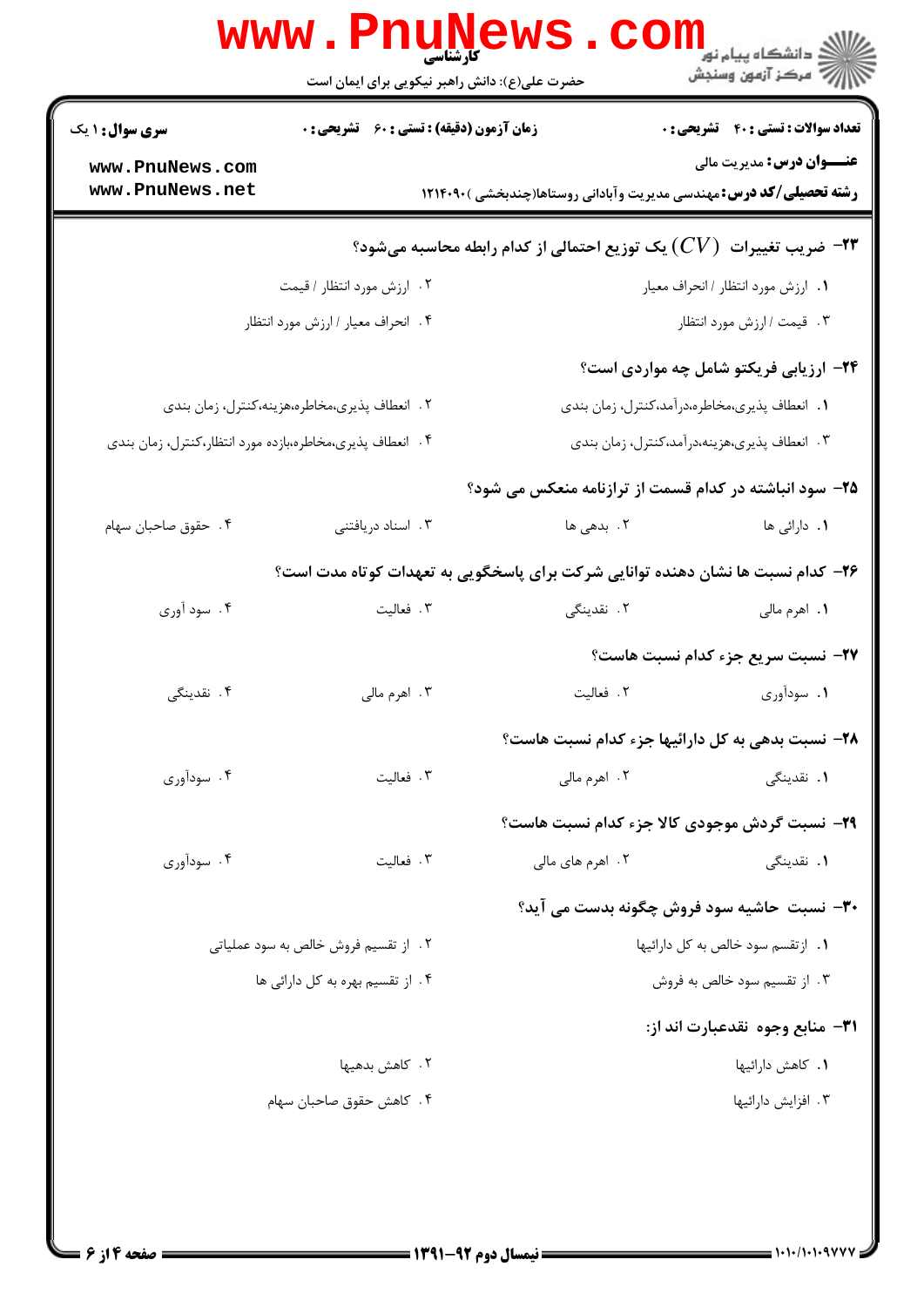**سری سؤال:** ۱ یک | **زمان آزمون (دقیقه) :** تستی : ۶۰ تشریحی : ۰ | **تعداد سوالات :** تستی : ۴۰ تشریحی : ۰

**عنـــوان درس:** مدیریت مالی

**رشته تحصیلی/کد درس:** مهندسی مدیریت وآبادانی روستاها(چندبخشی )۱۲۱۴۰۹۰

۲۳- ضریب تغییرات $(CV)$ یک توزیع احتمالی از کدام رابطه محاسبه می‌شود؟

۱. ارزش مورد انتظار / انحراف معیار

۲. ارزش مورد انتظار / قیمت

۳. قیمت / ارزش مورد انتظار

۴. انحراف معیار / ارزش مورد انتظار

۲۴- ارزیابی فریکتو شامل چه مواردی است؟

۱. انعطاف پذیری،مخاطره،درآمد،کنترل، زمان بندی

۲. انعطاف پذیری،مخاطره،هزینه،کنترل، زمان بندی

۳. انعطاف پذیری،هزینه،درآمد،کنترل، زمان بندی

۴. انعطاف پذیری،مخاطره،بازده مورد انتظار،کنترل، زمان بندی

۲۵- سود انباشته در کدام قسمت از ترازنامه منعکس می شود؟

۱. دارائی ها

۲. بدهی ها

۳. اسناد دریافتنی

۴. حقوق صاحبان سهام

۲۶- کدام نسبت ها نشان دهنده توانایی شرکت برای پاسخگویی به تعهدات کوتاه مدت است؟

۱. اهرم مالی

۲. نقدینگی

۳. فعالیت

۴. سود آوری

۲۷- نسبت سریع جزء کدام نسبت هاست؟

۱. سودآوری

۲. فعالیت

۳. اهرم مالی

۴. نقدینگی

۲۸- نسبت بدهی به کل دارائیها جزء کدام نسبت هاست؟

۱. نقدینگی

۲. اهرم مالی

۳. فعالیت

۴. سودآوری

۲۹- نسبت گردش موجودی کالا جزء کدام نسبت هاست؟

۱. نقدینگی

۲. اهرم های مالی

۳. فعالیت

۴. سودآوری

۳۰- نسبت حاشیه سود فروش چگونه بدست می آید؟

۱. ازتقسیم سود خالص به کل دارائیها

۲. از تقسیم فروش خالص به سود عملیاتی

۳. از تقسیم سود خالص به فروش

۴. از تقسیم بهره به کل دارائی ها

۳۱- منابع وجوه نقدعبارت اند از:

۱. کاهش دارائیها

۲. کاهش بدهیها

۳. افزایش دارائیها

۴. کاهش حقوق صاحبان سهام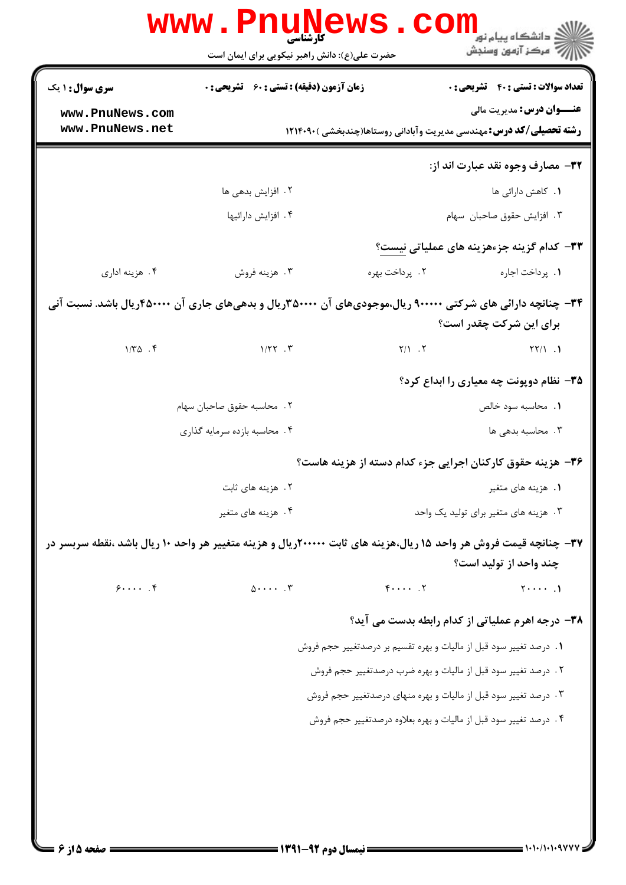**سری سوال:** ۱ یک | **زمان آزمون (دقیقه) : تستی :** ۶۰ **تشریحی :** ۰ | **تعداد سوالات : تستی :** ۴۰ **تشریحی :** ۰

**عنـــوان درس:** مدیریت مالی

**رشته تحصیلی/کد درس:** مهندسی مدیریت وآبادانی روستاها(چندبخشی )۱۲۱۴۰۹۰

**۳۲- مصارف وجوه نقد عبارت اند از:**

۱. کاهش دارائی ها

۲. افزایش بدهی ها

۳. افزایش حقوق صاحبان سهام

۴. افزایش دارائیها

**۳۳- کدام گزینه جزءهزینه های عملیاتی نیست؟**

۱. پرداخت اجاره

۲. پرداخت بهره

۳. هزینه فروش

۴. هزینه اداری

**۳۴- چنانچه دارائی های شرکتی ۹۰۰۰۰۰ ریال،موجودی‌های آن ۳۵۰۰۰۰ریال و بدهی‌های جاری آن ۴۵۰۰۰۰ریال باشد. نسبت آنی برای این شرکت چقدر است؟**

۱. ۲۲/۱

۲. ۲/۱

۳. ۱/۲۲

۴. ۱/۳۵

**۳۵- نظام دوپونت چه معیاری را ابداع کرد؟**

۱. محاسبه سود خالص

۲. محاسبه حقوق صاحبان سهام

۳. محاسبه بدهی ها

۴. محاسبه بازده سرمایه گذاری

**۳۶- هزینه حقوق کارکنان اجرایی جزء کدام دسته از هزینه هاست؟**

۱. هزینه های متغیر

۲. هزینه های ثابت

۳. هزینه های متغیر برای تولید یک واحد

۴. هزینه های متغیر

**۳۷- چنانچه قیمت فروش هر واحد ۱۵ ریال،هزینه های ثابت ۲۰۰۰۰۰ریال و هزینه متغییر هر واحد ۱۰ ریال باشد ،نقطه سربسر در چند واحد از تولید است؟**

۱. ۲۰۰۰۰

۲. ۴۰۰۰۰

۳. ۵۰۰۰۰

۴. ۶۰۰۰۰

**۳۸- درجه اهرم عملیاتی از کدام رابطه بدست می آید؟**

۱. درصد تغییر سود قبل از مالیات و بهره تقسیم بر درصدتغییر حجم فروش

۲. درصد تغییر سود قبل از مالیات و بهره ضرب درصدتغییر حجم فروش

۳. درصد تغییر سود قبل از مالیات و بهره منهای درصدتغییر حجم فروش

۴. درصد تغییر سود قبل از مالیات و بهره بعلاوه درصدتغییر حجم فروش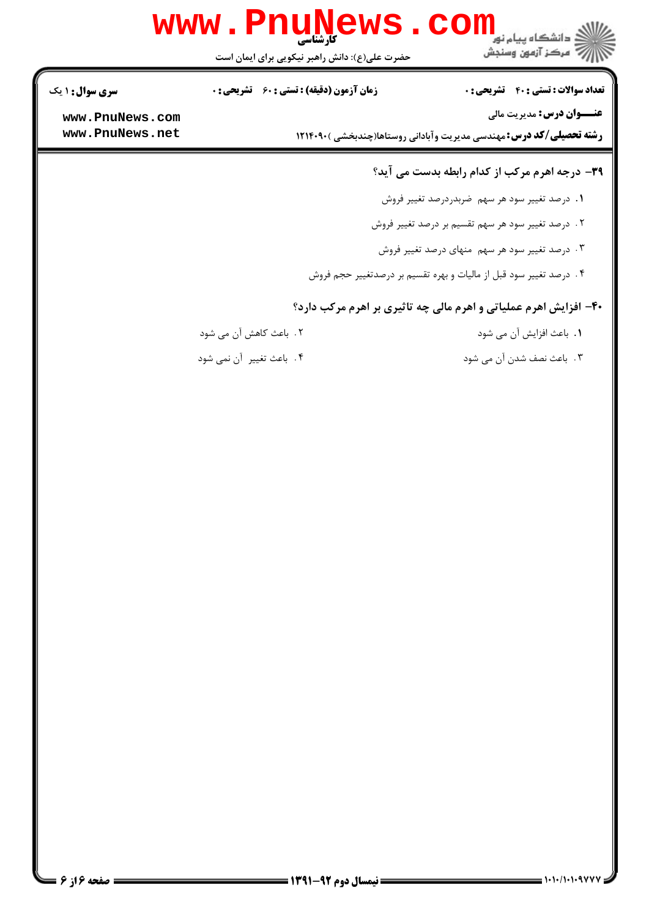**۳۹- درجه اهرم مرکب از کدام رابطه بدست می آید؟**

۱. درصد تغییر سود هر سهم ضربدردرصد تغییر فروش

۲. درصد تغییر سود هر سهم تقسیم بر درصد تغییر فروش

۳. درصد تغییر سود هر سهم منهای درصد تغییر فروش

۴. درصد تغییر سود قبل از مالیات و بهره تقسیم بر درصدتغییر حجم فروش

**۴۰- افزایش اهرم عملیاتی و اهرم مالی چه تاثیری بر اهرم مرکب دارد؟**

۱. باعث افزایش آن می شود

۲. باعث کاهش آن می شود

۳. باعث نصف شدن آن می شود

۴. باعث تغییر آن نمی شود